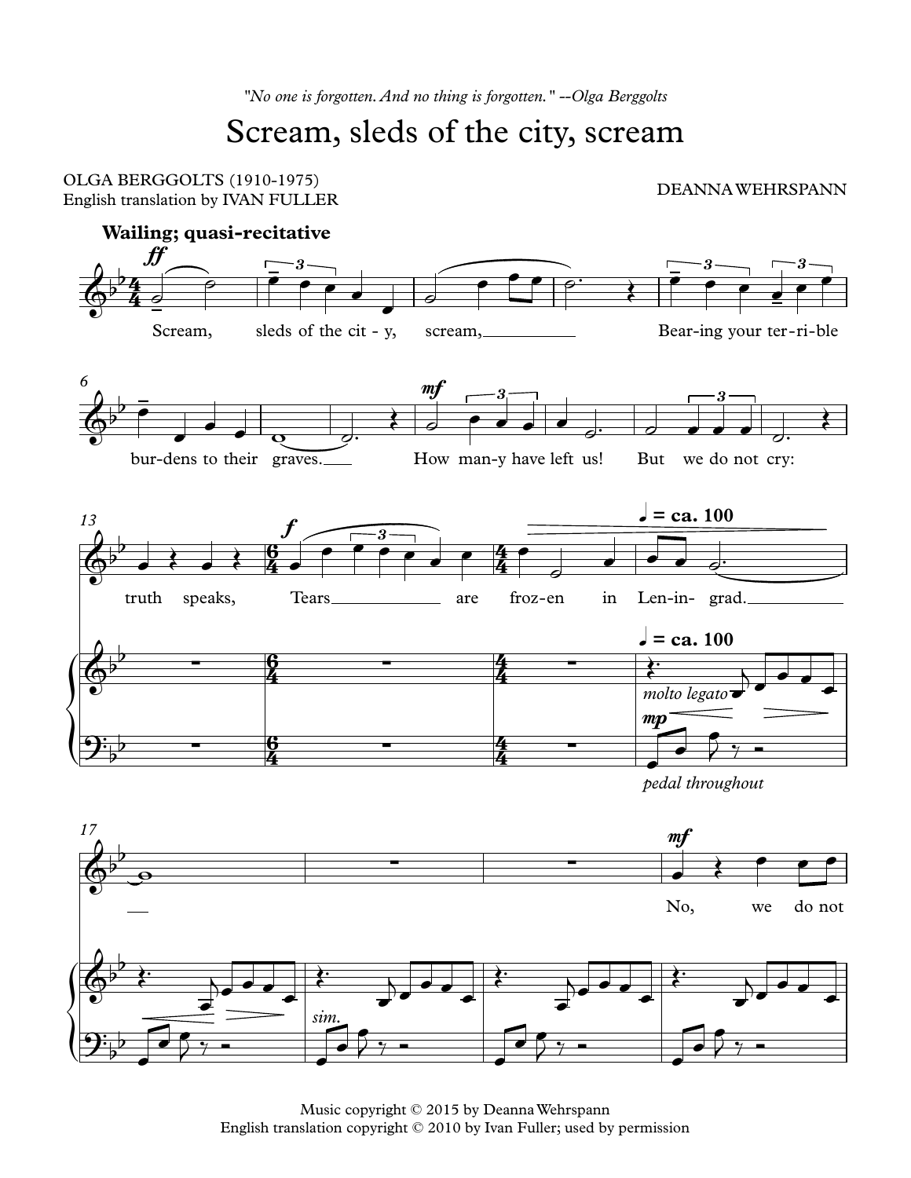*"No one is forgotten. And no thing is forgotten." --Olga Berggolts*

# Scream, sleds of the city, scream

OLGA BERGGOLTS (1910-1975)
English translation by IVAN FULLER

DEANNA WEHRSPANN

Music copyright © 2015 by Deanna Wehrspann
English translation copyright © 2010 by Ivan Fuller; used by permission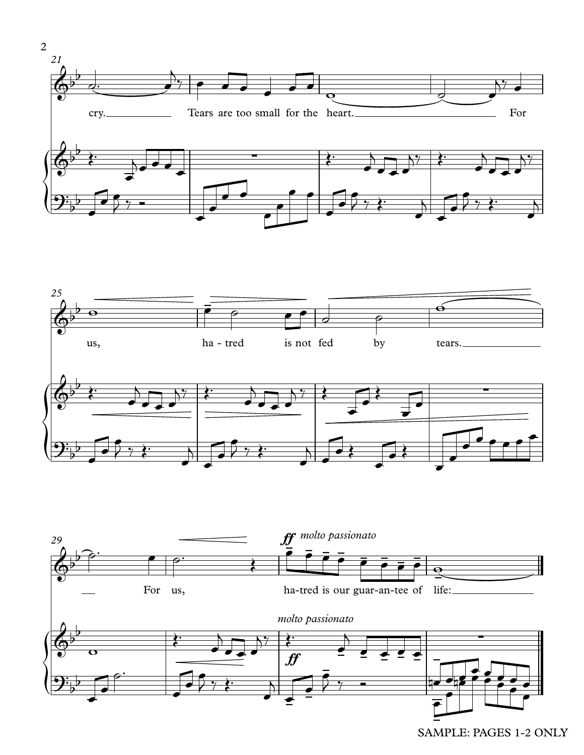cry. Tears are too small for the heart. For

us, ha - tred is not fed by tears.

For us, ha-tred is our guar-an-tee of life:

*molto passionato*

SAMPLE: PAGES 1-2 ONLY